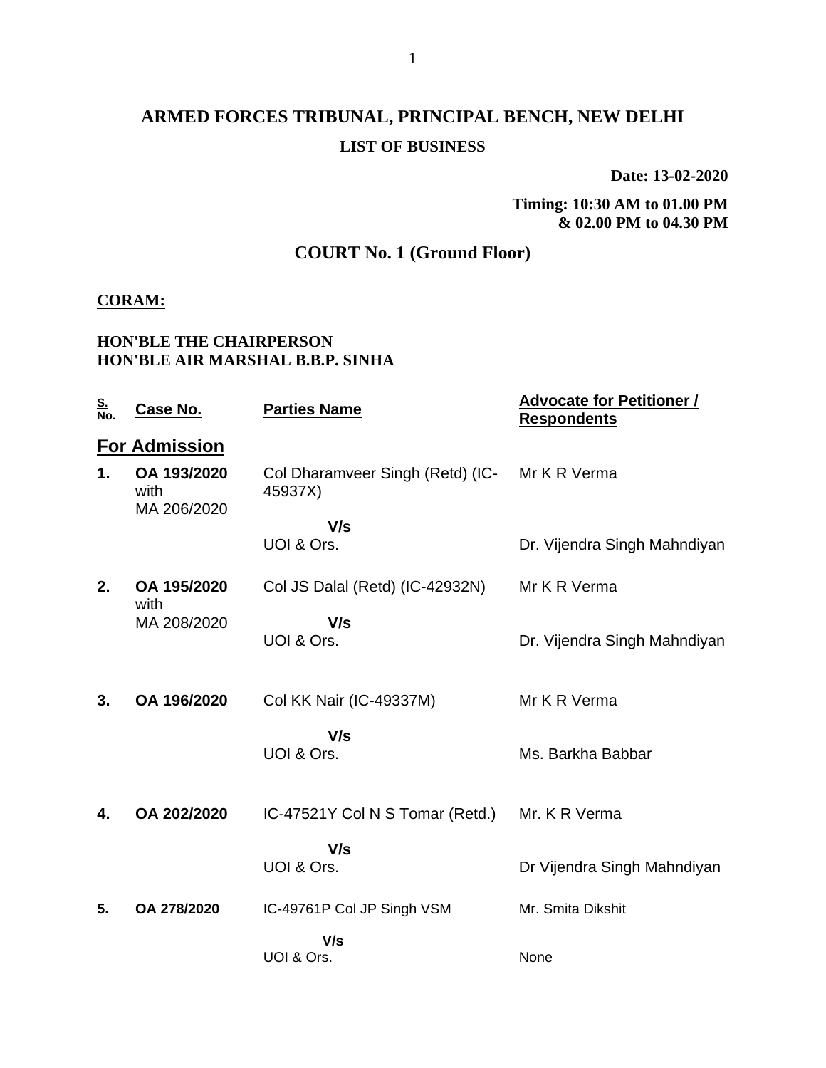# ARMED FORCES TRIBUNAL, PRINCIPAL BENCH, NEW DELHI

## LIST OF BUSINESS

**Date: 13-02-2020**

**Timing: 10:30 AM to 01.00 PM**
**& 02.00 PM to 04.30 PM**

## COURT No. 1 (Ground Floor)

**CORAM:**

**HON'BLE THE CHAIRPERSON**
**HON'BLE AIR MARSHAL B.B.P. SINHA**

| S. No. | Case No. | Parties Name | Advocate for Petitioner / Respondents |
|---|---|---|---|
| | **For Admission** | | |
| **1.** | **OA 193/2020** with MA 206/2020 | Col Dharamveer Singh (Retd) (IC-45937X) | Mr K R Verma |
| | | **V/s** UOI & Ors. | Dr. Vijendra Singh Mahndiyan |
| **2.** | **OA 195/2020** with MA 208/2020 | Col JS Dalal (Retd) (IC-42932N) | Mr K R Verma |
| | | **V/s** UOI & Ors. | Dr. Vijendra Singh Mahndiyan |
| **3.** | **OA 196/2020** | Col KK Nair (IC-49337M) | Mr K R Verma |
| | | **V/s** UOI & Ors. | Ms. Barkha Babbar |
| **4.** | **OA 202/2020** | IC-47521Y Col N S Tomar (Retd.) | Mr. K R Verma |
| | | **V/s** UOI & Ors. | Dr Vijendra Singh Mahndiyan |
| **5.** | **OA 278/2020** | IC-49761P Col JP Singh VSM | Mr. Smita Dikshit |
| | | **V/s** UOI & Ors. | None |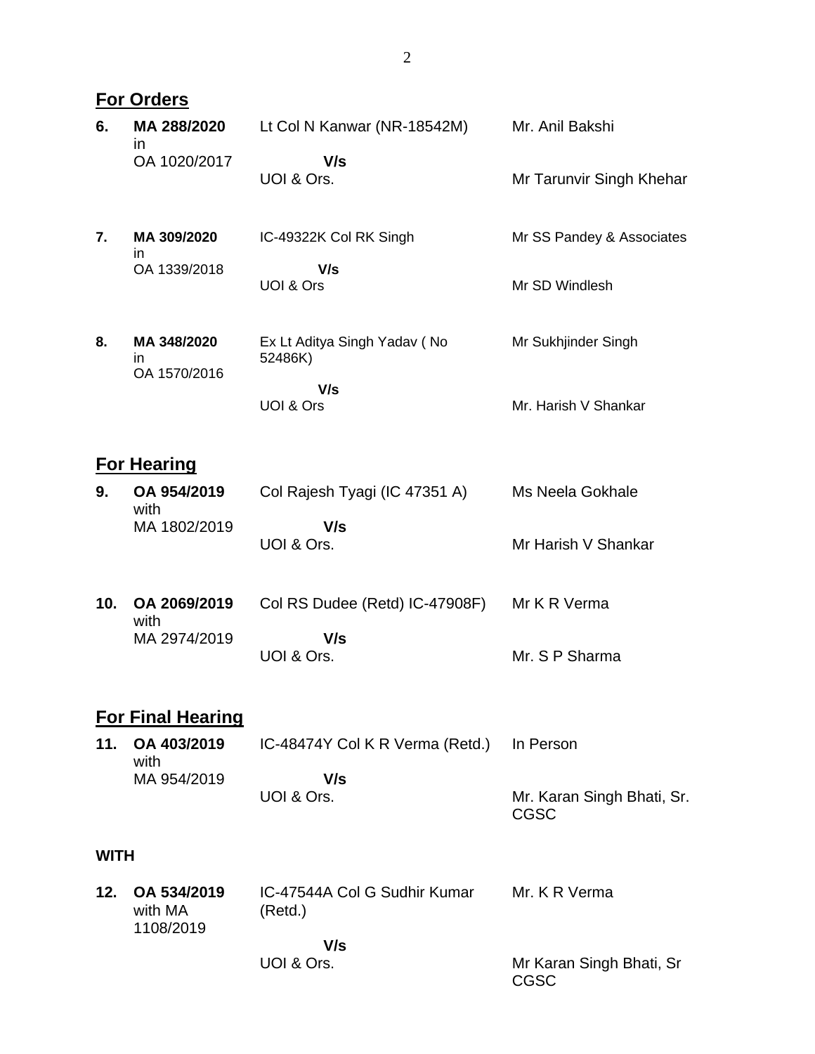## **For Orders**

| | | | |
|---|---|---|---|
| **6.** | **MA 288/2020** in OA 1020/2017 | Lt Col N Kanwar (NR-18542M) **V/s** UOI & Ors. | Mr. Anil Bakshi<br><br>Mr Tarunvir Singh Khehar |
| **7.** | **MA 309/2020** in OA 1339/2018 | IC-49322K Col RK Singh **V/s** UOI & Ors | Mr SS Pandey & Associates<br><br>Mr SD Windlesh |
| **8.** | **MA 348/2020** in OA 1570/2016 | Ex Lt Aditya Singh Yadav ( No 52486K) **V/s** UOI & Ors | Mr Sukhjinder Singh<br><br>Mr. Harish V Shankar |

## **For Hearing**

| | | | |
|---|---|---|---|
| **9.** | **OA 954/2019** with MA 1802/2019 | Col Rajesh Tyagi (IC 47351 A) **V/s** UOI & Ors. | Ms Neela Gokhale<br><br>Mr Harish V Shankar |
| **10.** | **OA 2069/2019** with MA 2974/2019 | Col RS Dudee (Retd) IC-47908F) **V/s** UOI & Ors. | Mr K R Verma<br><br>Mr. S P Sharma |

## **For Final Hearing**

| | | | |
|---|---|---|---|
| **11.** | **OA 403/2019** with MA 954/2019 | IC-48474Y Col K R Verma (Retd.) **V/s** UOI & Ors. | In Person<br><br>Mr. Karan Singh Bhati, Sr. CGSC |

**WITH**

| | | | |
|---|---|---|---|
| **12.** | **OA 534/2019** with MA 1108/2019 | IC-47544A Col G Sudhir Kumar (Retd.) **V/s** UOI & Ors. | Mr. K R Verma<br><br>Mr Karan Singh Bhati, Sr CGSC |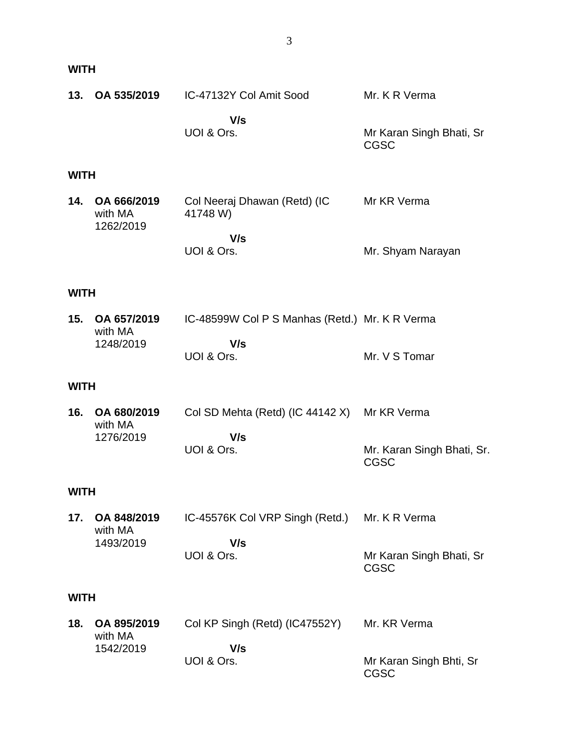**WITH**

| | | | |
|---|---|---|---|
| **13.** | **OA 535/2019** | IC-47132Y Col Amit Sood | Mr. K R Verma |
| | | **V/s** | |
| | | UOI & Ors. | Mr Karan Singh Bhati, Sr CGSC |

**WITH**

| | | | |
|---|---|---|---|
| **14.** | **OA 666/2019** with MA 1262/2019 | Col Neeraj Dhawan (Retd) (IC 41748 W) | Mr KR Verma |
| | | **V/s** | |
| | | UOI & Ors. | Mr. Shyam Narayan |

**WITH**

| | | | |
|---|---|---|---|
| **15.** | **OA 657/2019** with MA 1248/2019 | IC-48599W Col P S Manhas (Retd.) | Mr. K R Verma |
| | | **V/s** | |
| | | UOI & Ors. | Mr. V S Tomar |

**WITH**

| | | | |
|---|---|---|---|
| **16.** | **OA 680/2019** with MA 1276/2019 | Col SD Mehta (Retd) (IC 44142 X) | Mr KR Verma |
| | | **V/s** | |
| | | UOI & Ors. | Mr. Karan Singh Bhati, Sr. CGSC |

**WITH**

| | | | |
|---|---|---|---|
| **17.** | **OA 848/2019** with MA 1493/2019 | IC-45576K Col VRP Singh (Retd.) | Mr. K R Verma |
| | | **V/s** | |
| | | UOI & Ors. | Mr Karan Singh Bhati, Sr CGSC |

**WITH**

| | | | |
|---|---|---|---|
| **18.** | **OA 895/2019** with MA 1542/2019 | Col KP Singh (Retd) (IC47552Y) | Mr. KR Verma |
| | | **V/s** | |
| | | UOI & Ors. | Mr Karan Singh Bhti, Sr CGSC |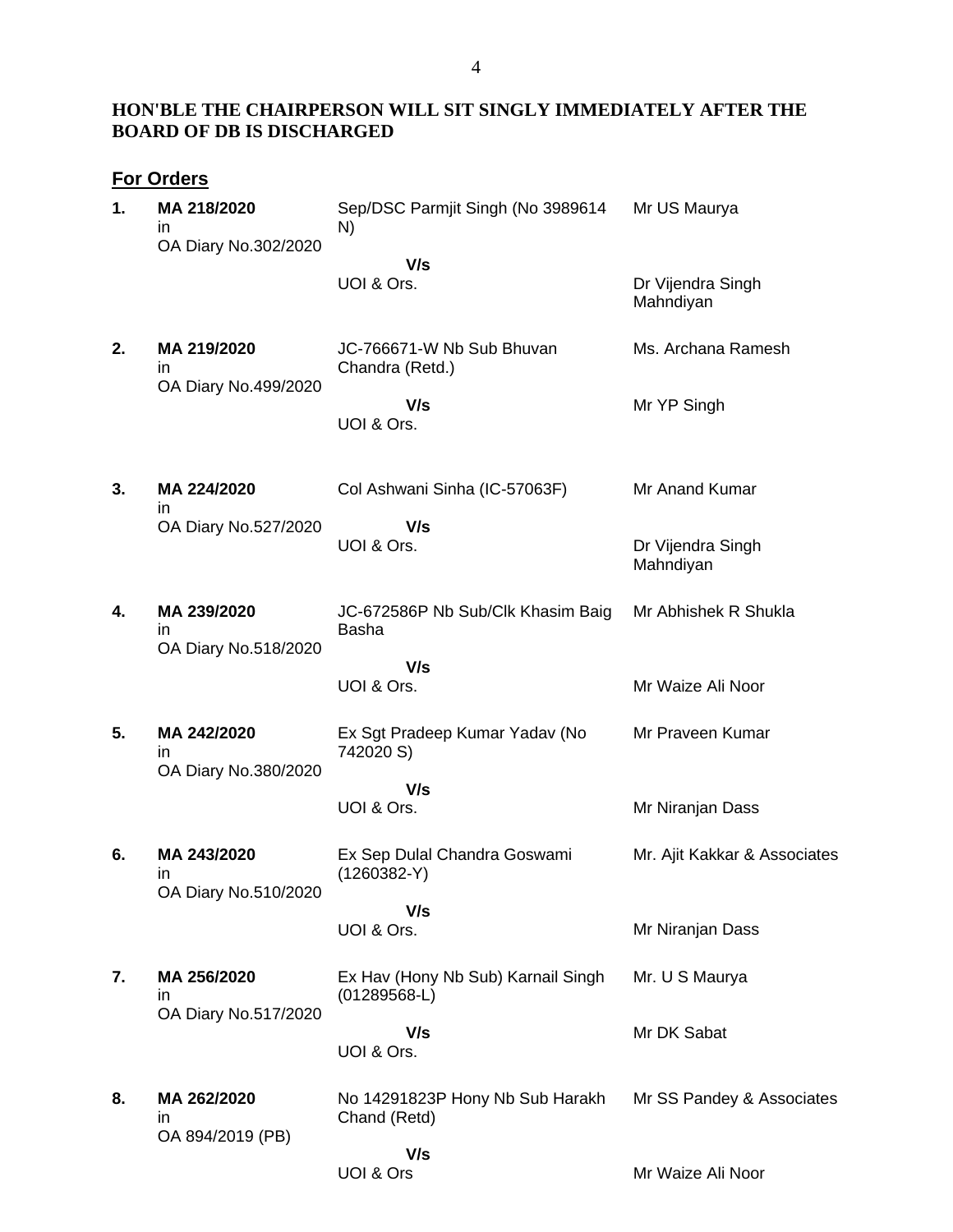**HON'BLE THE CHAIRPERSON WILL SIT SINGLY IMMEDIATELY AFTER THE BOARD OF DB IS DISCHARGED**

## For Orders

| | | | |
|---|---|---|---|
| 1. | MA 218/2020 in OA Diary No.302/2020 | Sep/DSC Parmjit Singh (No 3989614 N) V/s UOI & Ors. | Mr US Maurya / Dr Vijendra Singh Mahndiyan |
| 2. | MA 219/2020 in OA Diary No.499/2020 | JC-766671-W Nb Sub Bhuvan Chandra (Retd.) V/s UOI & Ors. | Ms. Archana Ramesh / Mr YP Singh |
| 3. | MA 224/2020 in OA Diary No.527/2020 | Col Ashwani Sinha (IC-57063F) V/s UOI & Ors. | Mr Anand Kumar / Dr Vijendra Singh Mahndiyan |
| 4. | MA 239/2020 in OA Diary No.518/2020 | JC-672586P Nb Sub/Clk Khasim Baig Basha V/s UOI & Ors. | Mr Abhishek R Shukla / Mr Waize Ali Noor |
| 5. | MA 242/2020 in OA Diary No.380/2020 | Ex Sgt Pradeep Kumar Yadav (No 742020 S) V/s UOI & Ors. | Mr Praveen Kumar / Mr Niranjan Dass |
| 6. | MA 243/2020 in OA Diary No.510/2020 | Ex Sep Dulal Chandra Goswami (1260382-Y) V/s UOI & Ors. | Mr. Ajit Kakkar & Associates / Mr Niranjan Dass |
| 7. | MA 256/2020 in OA Diary No.517/2020 | Ex Hav (Hony Nb Sub) Karnail Singh (01289568-L) V/s UOI & Ors. | Mr. U S Maurya / Mr DK Sabat |
| 8. | MA 262/2020 in OA 894/2019 (PB) | No 14291823P Hony Nb Sub Harakh Chand (Retd) V/s UOI & Ors | Mr SS Pandey & Associates / Mr Waize Ali Noor |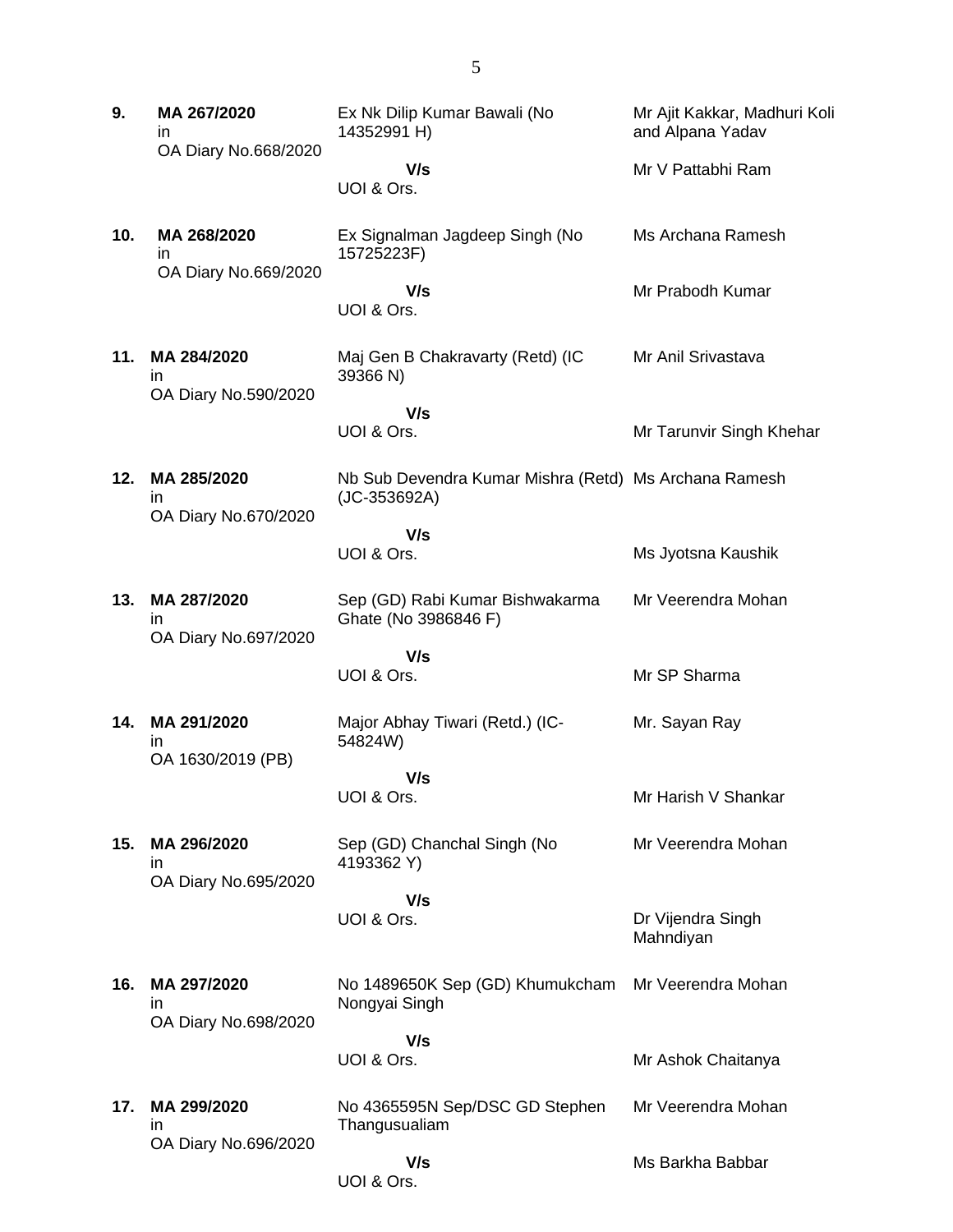| | | | |
|---|---|---|---|
| **9.** | **MA 267/2020** in OA Diary No.668/2020 | Ex Nk Dilip Kumar Bawali (No 14352991 H)<br>**V/s**<br>UOI & Ors. | Mr Ajit Kakkar, Madhuri Koli and Alpana Yadav<br>Mr V Pattabhi Ram |
| **10.** | **MA 268/2020** in OA Diary No.669/2020 | Ex Signalman Jagdeep Singh (No 15725223F)<br>**V/s**<br>UOI & Ors. | Ms Archana Ramesh<br>Mr Prabodh Kumar |
| **11.** | **MA 284/2020** in OA Diary No.590/2020 | Maj Gen B Chakravarty (Retd) (IC 39366 N)<br>**V/s**<br>UOI & Ors. | Mr Anil Srivastava<br>Mr Tarunvir Singh Khehar |
| **12.** | **MA 285/2020** in OA Diary No.670/2020 | Nb Sub Devendra Kumar Mishra (Retd) (JC-353692A)<br>**V/s**<br>UOI & Ors. | Ms Archana Ramesh<br>Ms Jyotsna Kaushik |
| **13.** | **MA 287/2020** in OA Diary No.697/2020 | Sep (GD) Rabi Kumar Bishwakarma Ghate (No 3986846 F)<br>**V/s**<br>UOI & Ors. | Mr Veerendra Mohan<br>Mr SP Sharma |
| **14.** | **MA 291/2020** in OA 1630/2019 (PB) | Major Abhay Tiwari (Retd.) (IC-54824W)<br>**V/s**<br>UOI & Ors. | Mr. Sayan Ray<br>Mr Harish V Shankar |
| **15.** | **MA 296/2020** in OA Diary No.695/2020 | Sep (GD) Chanchal Singh (No 4193362 Y)<br>**V/s**<br>UOI & Ors. | Mr Veerendra Mohan<br>Dr Vijendra Singh Mahndiyan |
| **16.** | **MA 297/2020** in OA Diary No.698/2020 | No 1489650K Sep (GD) Khumukcham Nongyai Singh<br>**V/s**<br>UOI & Ors. | Mr Veerendra Mohan<br>Mr Ashok Chaitanya |
| **17.** | **MA 299/2020** in OA Diary No.696/2020 | No 4365595N Sep/DSC GD Stephen Thangusualiam<br>**V/s**<br>UOI & Ors. | Mr Veerendra Mohan<br>Ms Barkha Babbar |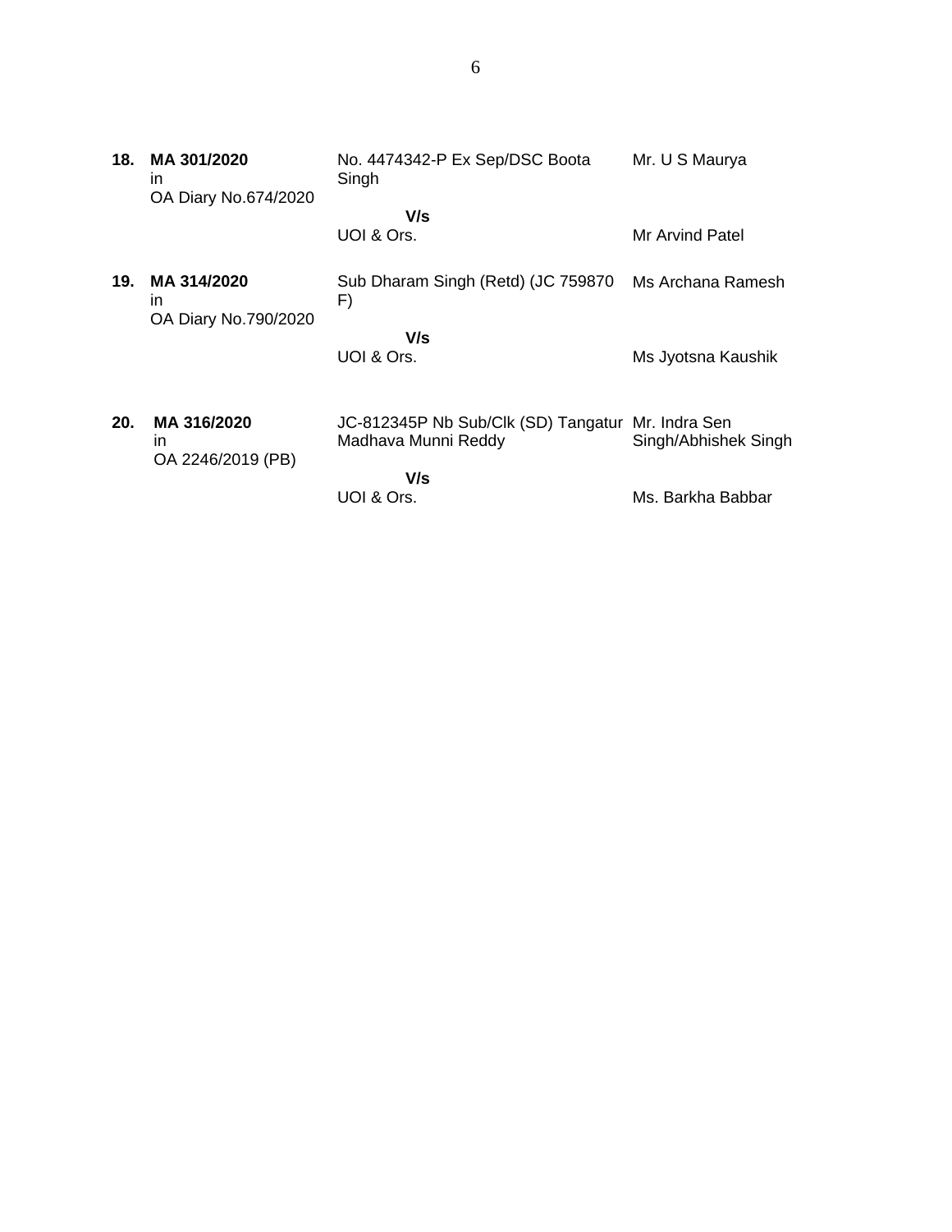| | | | |
|---|---|---|---|
| **18.** | **MA 301/2020** in OA Diary No.674/2020 | No. 4474342-P Ex Sep/DSC Boota Singh<br>**V/s**<br>UOI & Ors. | Mr. U S Maurya<br><br>Mr Arvind Patel |
| **19.** | **MA 314/2020** in OA Diary No.790/2020 | Sub Dharam Singh (Retd) (JC 759870 F)<br>**V/s**<br>UOI & Ors. | Ms Archana Ramesh<br><br>Ms Jyotsna Kaushik |
| **20.** | **MA 316/2020** in OA 2246/2019 (PB) | JC-812345P Nb Sub/Clk (SD) Tangatur Madhava Munni Reddy<br>**V/s**<br>UOI & Ors. | Mr. Indra Sen Singh/Abhishek Singh<br><br>Ms. Barkha Babbar |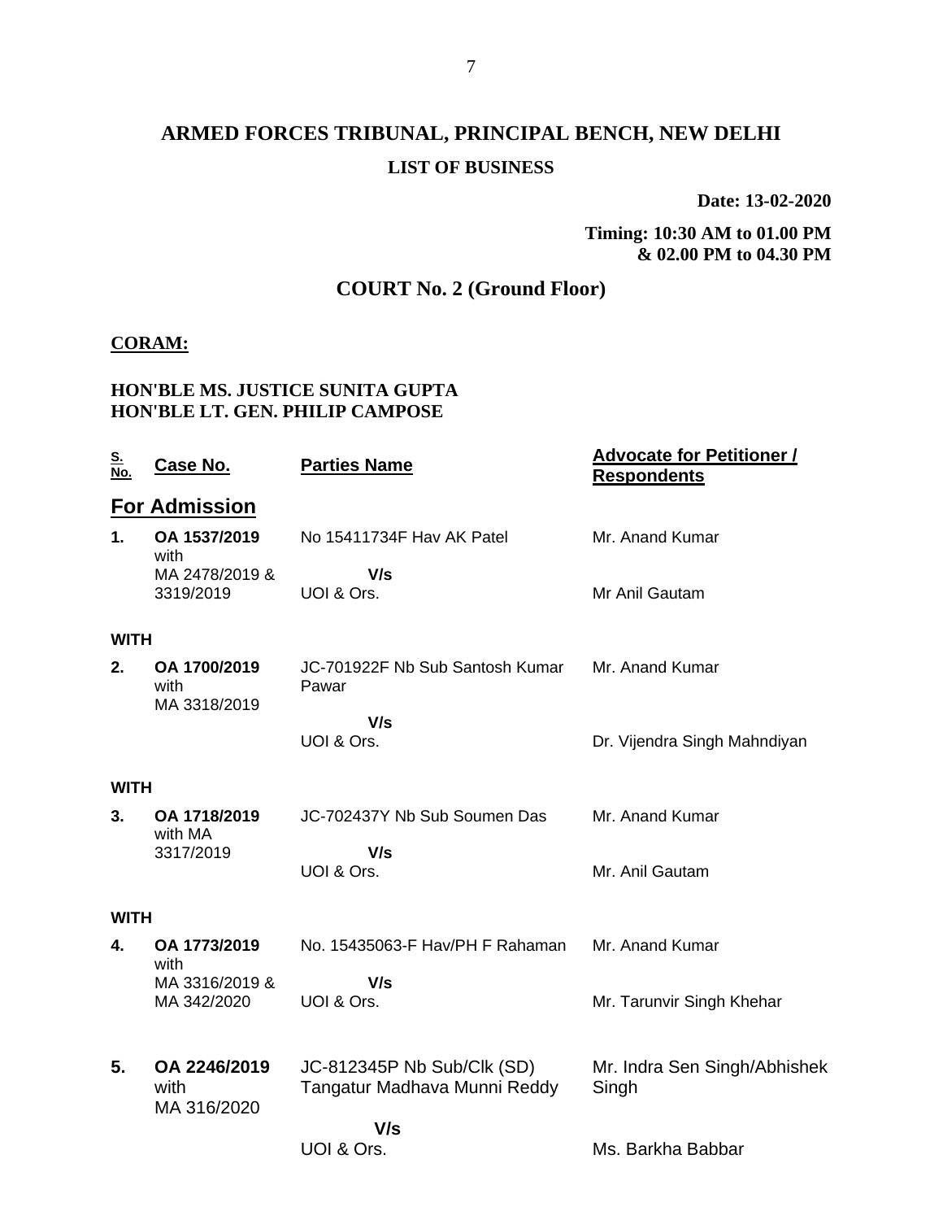# ARMED FORCES TRIBUNAL, PRINCIPAL BENCH, NEW DELHI

## LIST OF BUSINESS

**Date: 13-02-2020**

**Timing: 10:30 AM to 01.00 PM & 02.00 PM to 04.30 PM**

## COURT No. 2 (Ground Floor)

**CORAM:**

**HON'BLE MS. JUSTICE SUNITA GUPTA**
**HON'BLE LT. GEN. PHILIP CAMPOSE**

| S. No. | Case No. | Parties Name | Advocate for Petitioner / Respondents |
|---|---|---|---|
| | **For Admission** | | |
| **1.** | **OA 1537/2019** with MA 2478/2019 & 3319/2019 | No 15411734F Hav AK Patel **V/s** UOI & Ors. | Mr. Anand Kumar / Mr Anil Gautam |
| **WITH** | | | |
| **2.** | **OA 1700/2019** with MA 3318/2019 | JC-701922F Nb Sub Santosh Kumar Pawar **V/s** UOI & Ors. | Mr. Anand Kumar / Dr. Vijendra Singh Mahndiyan |
| **WITH** | | | |
| **3.** | **OA 1718/2019** with MA 3317/2019 | JC-702437Y Nb Sub Soumen Das **V/s** UOI & Ors. | Mr. Anand Kumar / Mr. Anil Gautam |
| **WITH** | | | |
| **4.** | **OA 1773/2019** with MA 3316/2019 & MA 342/2020 | No. 15435063-F Hav/PH F Rahaman **V/s** UOI & Ors. | Mr. Anand Kumar / Mr. Tarunvir Singh Khehar |
| **5.** | **OA 2246/2019** with MA 316/2020 | JC-812345P Nb Sub/Clk (SD) Tangatur Madhava Munni Reddy **V/s** UOI & Ors. | Mr. Indra Sen Singh/Abhishek Singh / Ms. Barkha Babbar |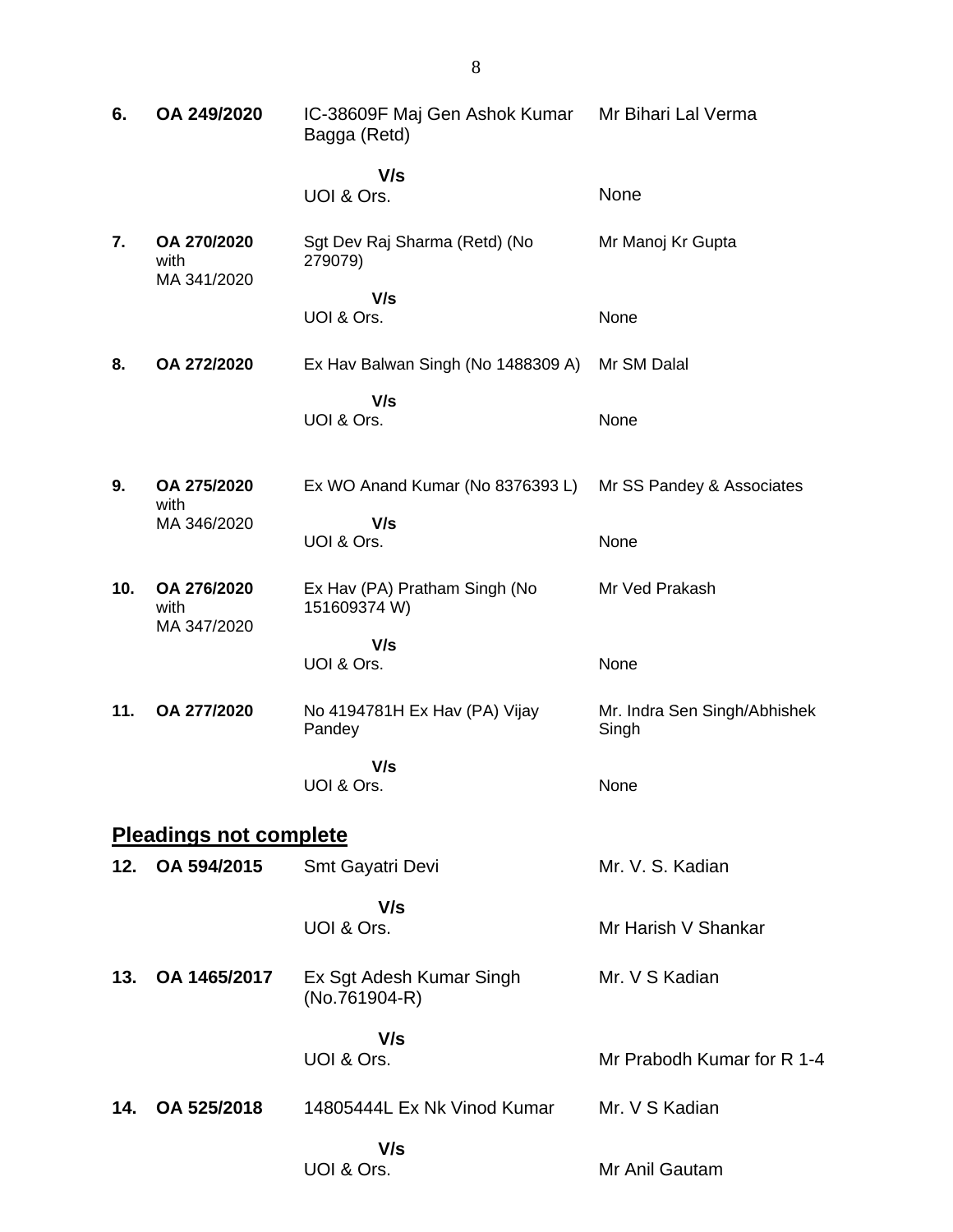| | | | |
|---|---|---|---|
| **6.** | **OA 249/2020** | IC-38609F Maj Gen Ashok Kumar Bagga (Retd) | Mr Bihari Lal Verma |
| | | **V/s** UOI & Ors. | None |
| **7.** | **OA 270/2020** with MA 341/2020 | Sgt Dev Raj Sharma (Retd) (No 279079) | Mr Manoj Kr Gupta |
| | | **V/s** UOI & Ors. | None |
| **8.** | **OA 272/2020** | Ex Hav Balwan Singh (No 1488309 A) | Mr SM Dalal |
| | | **V/s** UOI & Ors. | None |
| **9.** | **OA 275/2020** with MA 346/2020 | Ex WO Anand Kumar (No 8376393 L) | Mr SS Pandey & Associates |
| | | **V/s** UOI & Ors. | None |
| **10.** | **OA 276/2020** with MA 347/2020 | Ex Hav (PA) Pratham Singh (No 151609374 W) | Mr Ved Prakash |
| | | **V/s** UOI & Ors. | None |
| **11.** | **OA 277/2020** | No 4194781H Ex Hav (PA) Vijay Pandey | Mr. Indra Sen Singh/Abhishek Singh |
| | | **V/s** UOI & Ors. | None |

## Pleadings not complete

| | | | |
|---|---|---|---|
| **12.** | **OA 594/2015** | Smt Gayatri Devi | Mr. V. S. Kadian |
| | | **V/s** UOI & Ors. | Mr Harish V Shankar |
| **13.** | **OA 1465/2017** | Ex Sgt Adesh Kumar Singh (No.761904-R) | Mr. V S Kadian |
| | | **V/s** UOI & Ors. | Mr Prabodh Kumar for R 1-4 |
| **14.** | **OA 525/2018** | 14805444L Ex Nk Vinod Kumar | Mr. V S Kadian |
| | | **V/s** UOI & Ors. | Mr Anil Gautam |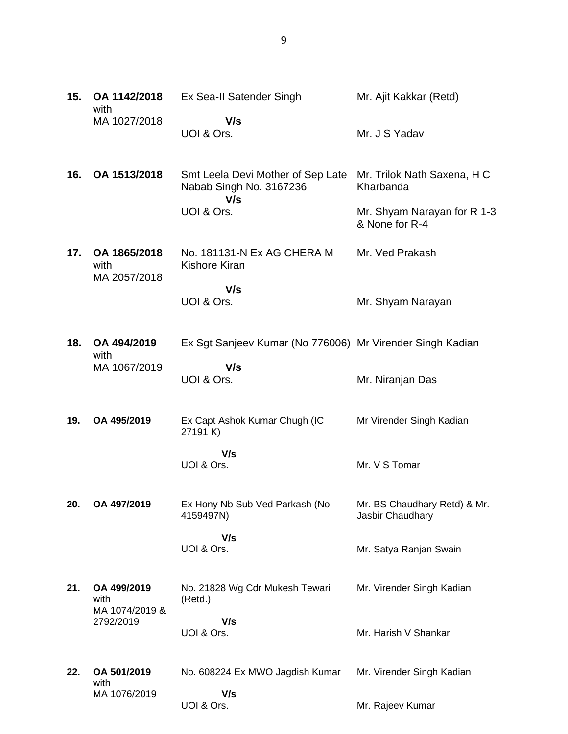| | | | |
|---|---|---|---|
| **15.** | **OA 1142/2018** with MA 1027/2018 | Ex Sea-II Satender Singh **V/s** UOI & Ors. | Mr. Ajit Kakkar (Retd) Mr. J S Yadav |
| **16.** | **OA 1513/2018** | Smt Leela Devi Mother of Sep Late Nabab Singh No. 3167236 **V/s** UOI & Ors. | Mr. Trilok Nath Saxena, H C Kharbanda Mr. Shyam Narayan for R 1-3 & None for R-4 |
| **17.** | **OA 1865/2018** with MA 2057/2018 | No. 181131-N Ex AG CHERA M Kishore Kiran **V/s** UOI & Ors. | Mr. Ved Prakash Mr. Shyam Narayan |
| **18.** | **OA 494/2019** with MA 1067/2019 | Ex Sgt Sanjeev Kumar (No 776006) **V/s** UOI & Ors. | Mr Virender Singh Kadian Mr. Niranjan Das |
| **19.** | **OA 495/2019** | Ex Capt Ashok Kumar Chugh (IC 27191 K) **V/s** UOI & Ors. | Mr Virender Singh Kadian Mr. V S Tomar |
| **20.** | **OA 497/2019** | Ex Hony Nb Sub Ved Parkash (No 4159497N) **V/s** UOI & Ors. | Mr. BS Chaudhary Retd) & Mr. Jasbir Chaudhary Mr. Satya Ranjan Swain |
| **21.** | **OA 499/2019** with MA 1074/2019 & 2792/2019 | No. 21828 Wg Cdr Mukesh Tewari (Retd.) **V/s** UOI & Ors. | Mr. Virender Singh Kadian Mr. Harish V Shankar |
| **22.** | **OA 501/2019** with MA 1076/2019 | No. 608224 Ex MWO Jagdish Kumar **V/s** UOI & Ors. | Mr. Virender Singh Kadian Mr. Rajeev Kumar |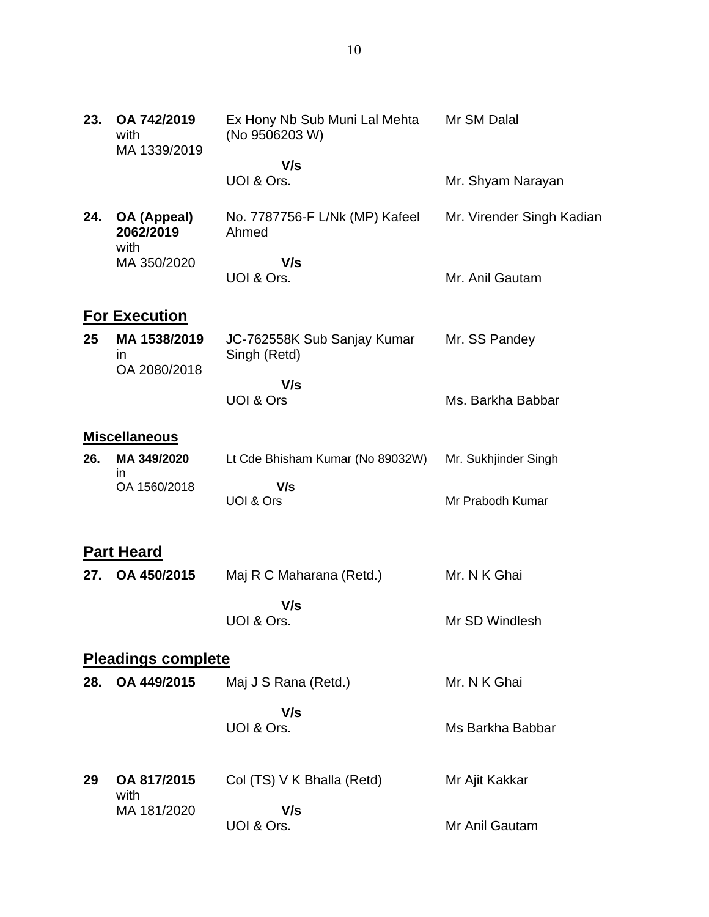| | | | |
|---|---|---|---|
| **23.** | **OA 742/2019** with MA 1339/2019 | Ex Hony Nb Sub Muni Lal Mehta (No 9506203 W) | Mr SM Dalal |
| | | **V/s** UOI & Ors. | Mr. Shyam Narayan |
| **24.** | **OA (Appeal) 2062/2019** with MA 350/2020 | No. 7787756-F L/Nk (MP) Kafeel Ahmed | Mr. Virender Singh Kadian |
| | | **V/s** UOI & Ors. | Mr. Anil Gautam |

## **For Execution**

| | | | |
|---|---|---|---|
| **25** | **MA 1538/2019** in OA 2080/2018 | JC-762558K Sub Sanjay Kumar Singh (Retd) | Mr. SS Pandey |
| | | **V/s** UOI & Ors | Ms. Barkha Babbar |

## **Miscellaneous**

| | | | |
|---|---|---|---|
| **26.** | **MA 349/2020** in OA 1560/2018 | Lt Cde Bhisham Kumar (No 89032W) | Mr. Sukhjinder Singh |
| | | **V/s** UOI & Ors | Mr Prabodh Kumar |

## **Part Heard**

| | | | |
|---|---|---|---|
| **27.** | **OA 450/2015** | Maj R C Maharana (Retd.) | Mr. N K Ghai |
| | | **V/s** UOI & Ors. | Mr SD Windlesh |

## **Pleadings complete**

| | | | |
|---|---|---|---|
| **28.** | **OA 449/2015** | Maj J S Rana (Retd.) | Mr. N K Ghai |
| | | **V/s** UOI & Ors. | Ms Barkha Babbar |
| **29** | **OA 817/2015** with MA 181/2020 | Col (TS) V K Bhalla (Retd) | Mr Ajit Kakkar |
| | | **V/s** UOI & Ors. | Mr Anil Gautam |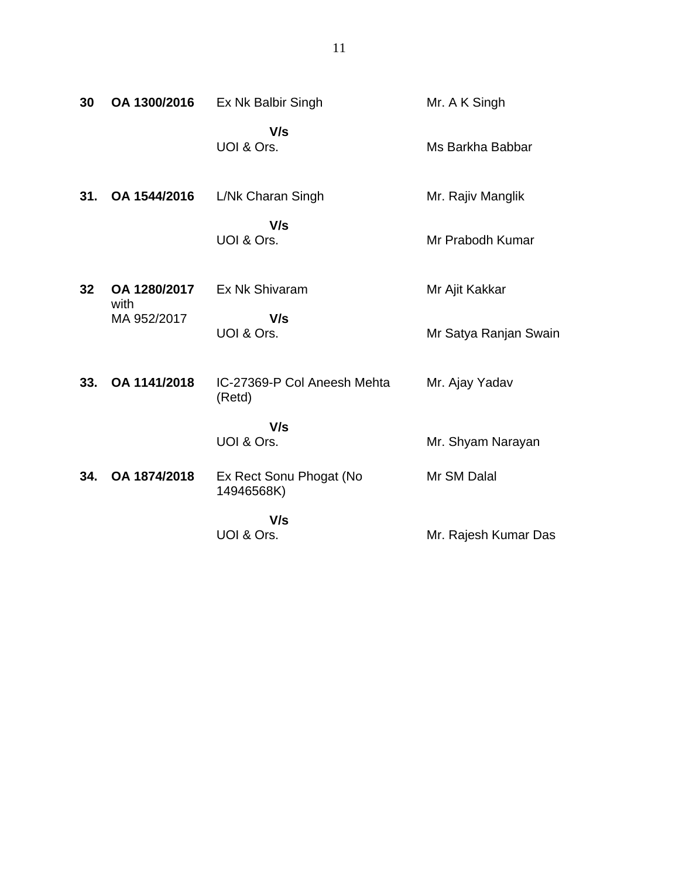| | | | |
|---|---|---|---|
| **30** | **OA 1300/2016** | Ex Nk Balbir Singh<br>**V/s**<br>UOI & Ors. | Mr. A K Singh<br><br>Ms Barkha Babbar |
| **31.** | **OA 1544/2016** | L/Nk Charan Singh<br>**V/s**<br>UOI & Ors. | Mr. Rajiv Manglik<br><br>Mr Prabodh Kumar |
| **32** | **OA 1280/2017** with MA 952/2017 | Ex Nk Shivaram<br>**V/s**<br>UOI & Ors. | Mr Ajit Kakkar<br><br>Mr Satya Ranjan Swain |
| **33.** | **OA 1141/2018** | IC-27369-P Col Aneesh Mehta (Retd)<br>**V/s**<br>UOI & Ors. | Mr. Ajay Yadav<br><br>Mr. Shyam Narayan |
| **34.** | **OA 1874/2018** | Ex Rect Sonu Phogat (No 14946568K)<br>**V/s**<br>UOI & Ors. | Mr SM Dalal<br><br>Mr. Rajesh Kumar Das |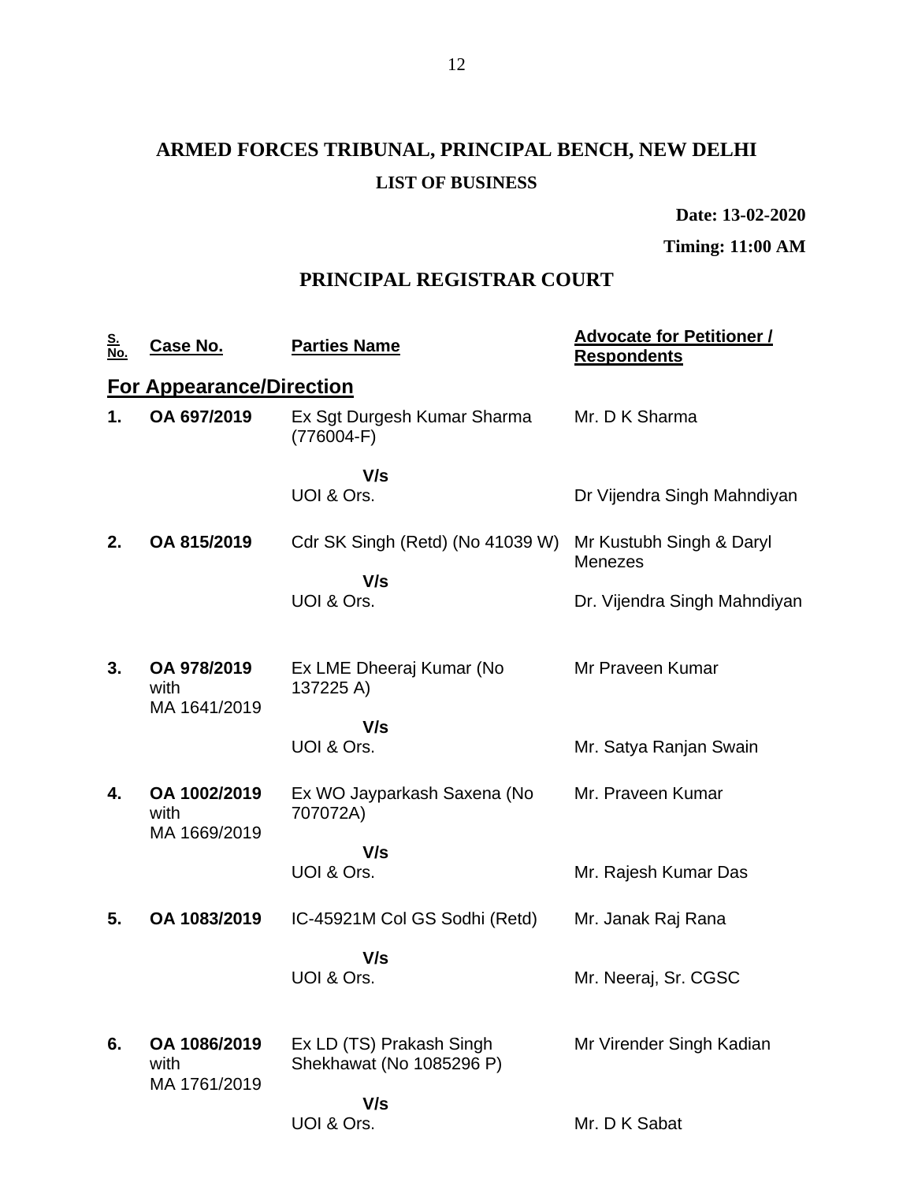# ARMED FORCES TRIBUNAL, PRINCIPAL BENCH, NEW DELHI

**LIST OF BUSINESS**

**Date: 13-02-2020**

**Timing: 11:00 AM**

## PRINCIPAL REGISTRAR COURT

| S. No. | Case No. | Parties Name | Advocate for Petitioner / Respondents |
|---|---|---|---|
| **For Appearance/Direction** | | | |
| **1.** | **OA 697/2019** | Ex Sgt Durgesh Kumar Sharma (776004-F) | Mr. D K Sharma |
| | | **V/s** UOI & Ors. | Dr Vijendra Singh Mahndiyan |
| **2.** | **OA 815/2019** | Cdr SK Singh (Retd) (No 41039 W) | Mr Kustubh Singh & Daryl Menezes |
| | | **V/s** UOI & Ors. | Dr. Vijendra Singh Mahndiyan |
| **3.** | **OA 978/2019** with MA 1641/2019 | Ex LME Dheeraj Kumar (No 137225 A) | Mr Praveen Kumar |
| | | **V/s** UOI & Ors. | Mr. Satya Ranjan Swain |
| **4.** | **OA 1002/2019** with MA 1669/2019 | Ex WO Jayparkash Saxena (No 707072A) | Mr. Praveen Kumar |
| | | **V/s** UOI & Ors. | Mr. Rajesh Kumar Das |
| **5.** | **OA 1083/2019** | IC-45921M Col GS Sodhi (Retd) | Mr. Janak Raj Rana |
| | | **V/s** UOI & Ors. | Mr. Neeraj, Sr. CGSC |
| **6.** | **OA 1086/2019** with MA 1761/2019 | Ex LD (TS) Prakash Singh Shekhawat (No 1085296 P) | Mr Virender Singh Kadian |
| | | **V/s** UOI & Ors. | Mr. D K Sabat |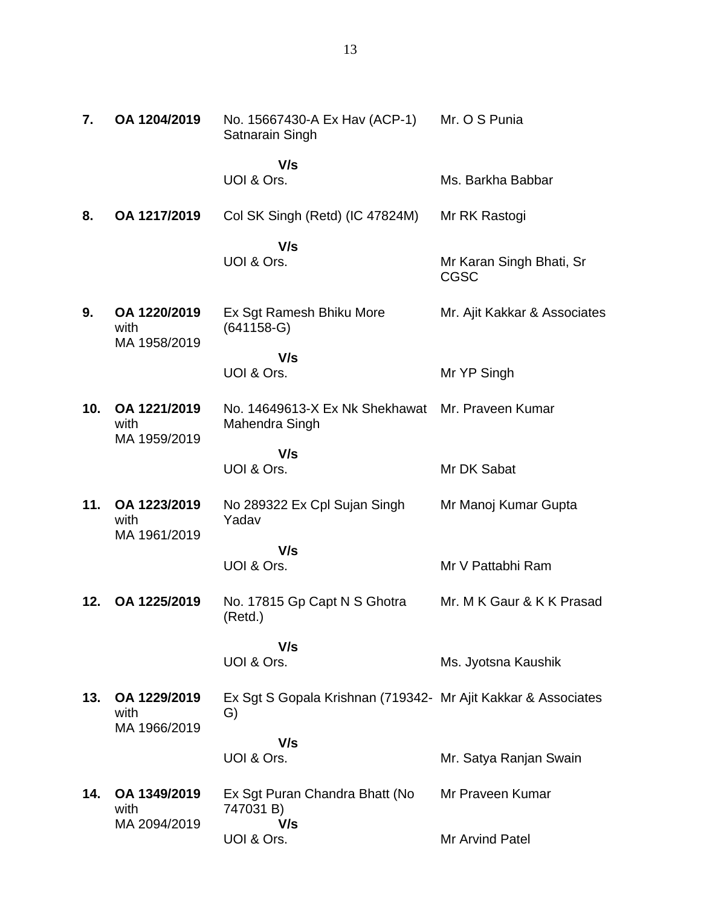| | | | |
|---|---|---|---|
| **7.** | **OA 1204/2019** | No. 15667430-A Ex Hav (ACP-1) Satnarain Singh | Mr. O S Punia |
| | | **V/s** | |
| | | UOI & Ors. | Ms. Barkha Babbar |
| **8.** | **OA 1217/2019** | Col SK Singh (Retd) (IC 47824M) | Mr RK Rastogi |
| | | **V/s** | |
| | | UOI & Ors. | Mr Karan Singh Bhati, Sr CGSC |
| **9.** | **OA 1220/2019** with MA 1958/2019 | Ex Sgt Ramesh Bhiku More (641158-G) | Mr. Ajit Kakkar & Associates |
| | | **V/s** | |
| | | UOI & Ors. | Mr YP Singh |
| **10.** | **OA 1221/2019** with MA 1959/2019 | No. 14649613-X Ex Nk Shekhawat Mahendra Singh | Mr. Praveen Kumar |
| | | **V/s** | |
| | | UOI & Ors. | Mr DK Sabat |
| **11.** | **OA 1223/2019** with MA 1961/2019 | No 289322 Ex Cpl Sujan Singh Yadav | Mr Manoj Kumar Gupta |
| | | **V/s** | |
| | | UOI & Ors. | Mr V Pattabhi Ram |
| **12.** | **OA 1225/2019** | No. 17815 Gp Capt N S Ghotra (Retd.) | Mr. M K Gaur & K K Prasad |
| | | **V/s** | |
| | | UOI & Ors. | Ms. Jyotsna Kaushik |
| **13.** | **OA 1229/2019** with MA 1966/2019 | Ex Sgt S Gopala Krishnan (719342-G) | Mr Ajit Kakkar & Associates |
| | | **V/s** | |
| | | UOI & Ors. | Mr. Satya Ranjan Swain |
| **14.** | **OA 1349/2019** with MA 2094/2019 | Ex Sgt Puran Chandra Bhatt (No 747031 B) | Mr Praveen Kumar |
| | | **V/s** | |
| | | UOI & Ors. | Mr Arvind Patel |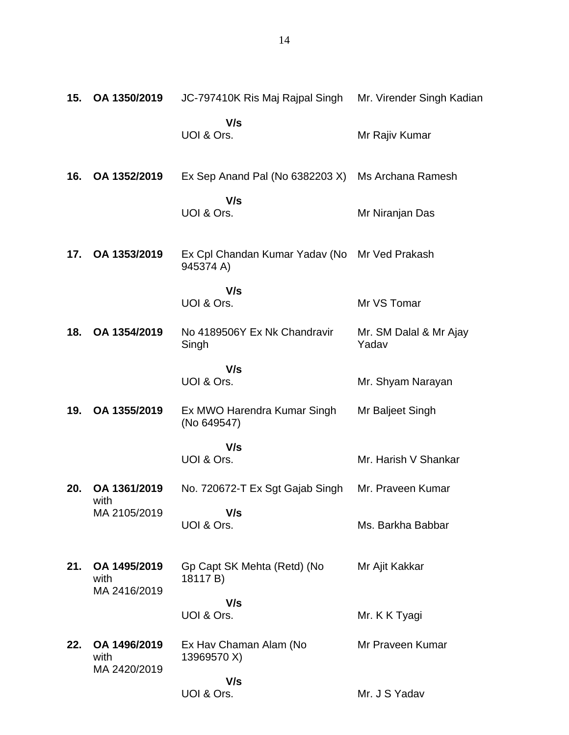| | | | |
|---|---|---|---|
| **15.** | **OA 1350/2019** | JC-797410K Ris Maj Rajpal Singh<br><br>**V/s**<br>UOI & Ors. | Mr. Virender Singh Kadian<br><br>Mr Rajiv Kumar |
| **16.** | **OA 1352/2019** | Ex Sep Anand Pal (No 6382203 X)<br><br>**V/s**<br>UOI & Ors. | Ms Archana Ramesh<br><br>Mr Niranjan Das |
| **17.** | **OA 1353/2019** | Ex Cpl Chandan Kumar Yadav (No 945374 A)<br><br>**V/s**<br>UOI & Ors. | Mr Ved Prakash<br><br>Mr VS Tomar |
| **18.** | **OA 1354/2019** | No 4189506Y Ex Nk Chandravir Singh<br><br>**V/s**<br>UOI & Ors. | Mr. SM Dalal & Mr Ajay Yadav<br><br>Mr. Shyam Narayan |
| **19.** | **OA 1355/2019** | Ex MWO Harendra Kumar Singh (No 649547)<br><br>**V/s**<br>UOI & Ors. | Mr Baljeet Singh<br><br>Mr. Harish V Shankar |
| **20.** | **OA 1361/2019** with MA 2105/2019 | No. 720672-T Ex Sgt Gajab Singh<br><br>**V/s**<br>UOI & Ors. | Mr. Praveen Kumar<br><br>Ms. Barkha Babbar |
| **21.** | **OA 1495/2019** with MA 2416/2019 | Gp Capt SK Mehta (Retd) (No 18117 B)<br><br>**V/s**<br>UOI & Ors. | Mr Ajit Kakkar<br><br>Mr. K K Tyagi |
| **22.** | **OA 1496/2019** with MA 2420/2019 | Ex Hav Chaman Alam (No 13969570 X)<br><br>**V/s**<br>UOI & Ors. | Mr Praveen Kumar<br><br>Mr. J S Yadav |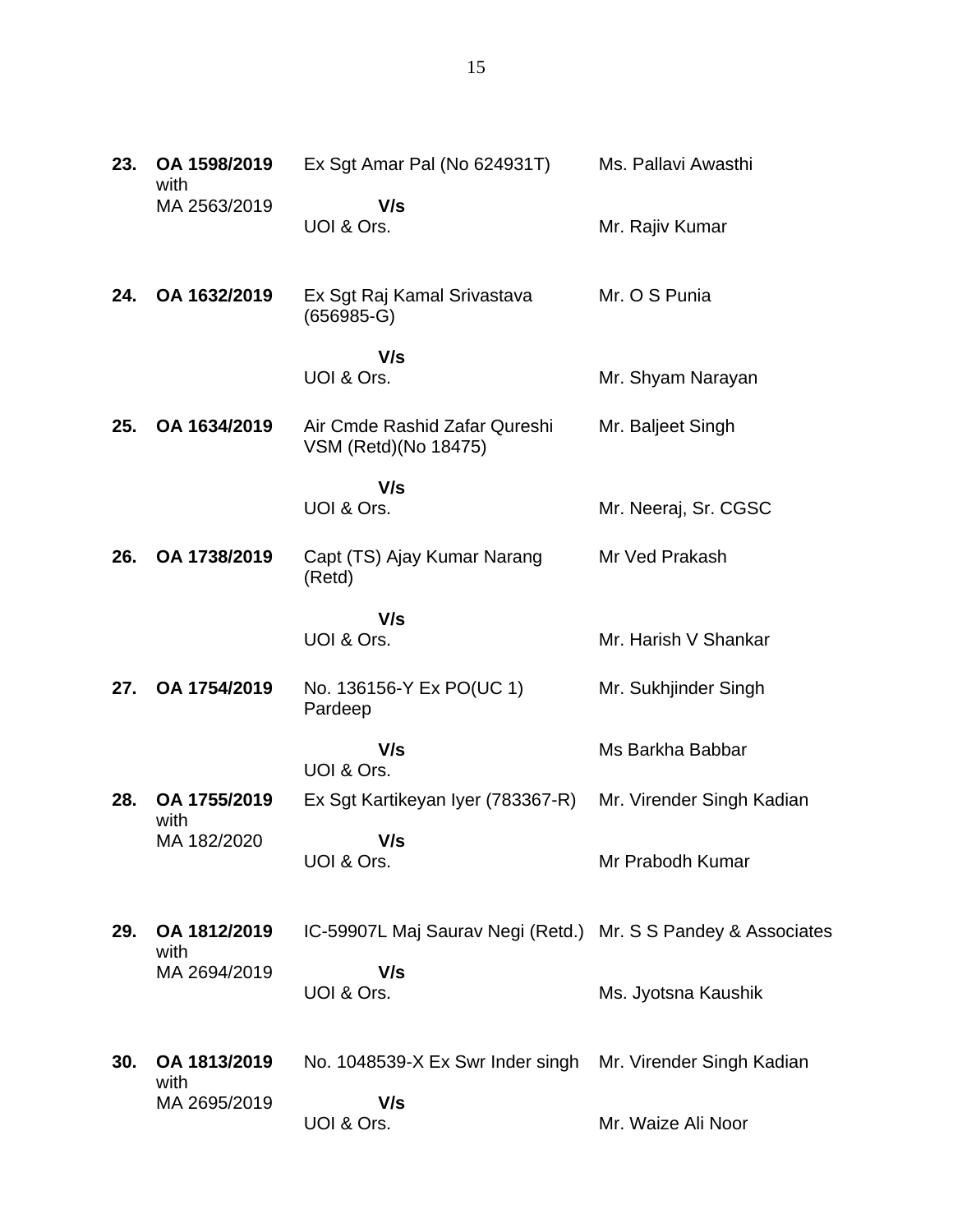| | | | |
|---|---|---|---|
| **23.** | **OA 1598/2019** with MA 2563/2019 | Ex Sgt Amar Pal (No 624931T)<br>**V/s**<br>UOI & Ors. | Ms. Pallavi Awasthi<br><br>Mr. Rajiv Kumar |
| **24.** | **OA 1632/2019** | Ex Sgt Raj Kamal Srivastava (656985-G)<br>**V/s**<br>UOI & Ors. | Mr. O S Punia<br><br>Mr. Shyam Narayan |
| **25.** | **OA 1634/2019** | Air Cmde Rashid Zafar Qureshi VSM (Retd)(No 18475)<br>**V/s**<br>UOI & Ors. | Mr. Baljeet Singh<br><br>Mr. Neeraj, Sr. CGSC |
| **26.** | **OA 1738/2019** | Capt (TS) Ajay Kumar Narang (Retd)<br>**V/s**<br>UOI & Ors. | Mr Ved Prakash<br><br>Mr. Harish V Shankar |
| **27.** | **OA 1754/2019** | No. 136156-Y Ex PO(UC 1) Pardeep<br>**V/s**<br>UOI & Ors. | Mr. Sukhjinder Singh<br><br>Ms Barkha Babbar |
| **28.** | **OA 1755/2019** with MA 182/2020 | Ex Sgt Kartikeyan Iyer (783367-R)<br>**V/s**<br>UOI & Ors. | Mr. Virender Singh Kadian<br><br>Mr Prabodh Kumar |
| **29.** | **OA 1812/2019** with MA 2694/2019 | IC-59907L Maj Saurav Negi (Retd.)<br>**V/s**<br>UOI & Ors. | Mr. S S Pandey & Associates<br><br>Ms. Jyotsna Kaushik |
| **30.** | **OA 1813/2019** with MA 2695/2019 | No. 1048539-X Ex Swr Inder singh<br>**V/s**<br>UOI & Ors. | Mr. Virender Singh Kadian<br><br>Mr. Waize Ali Noor |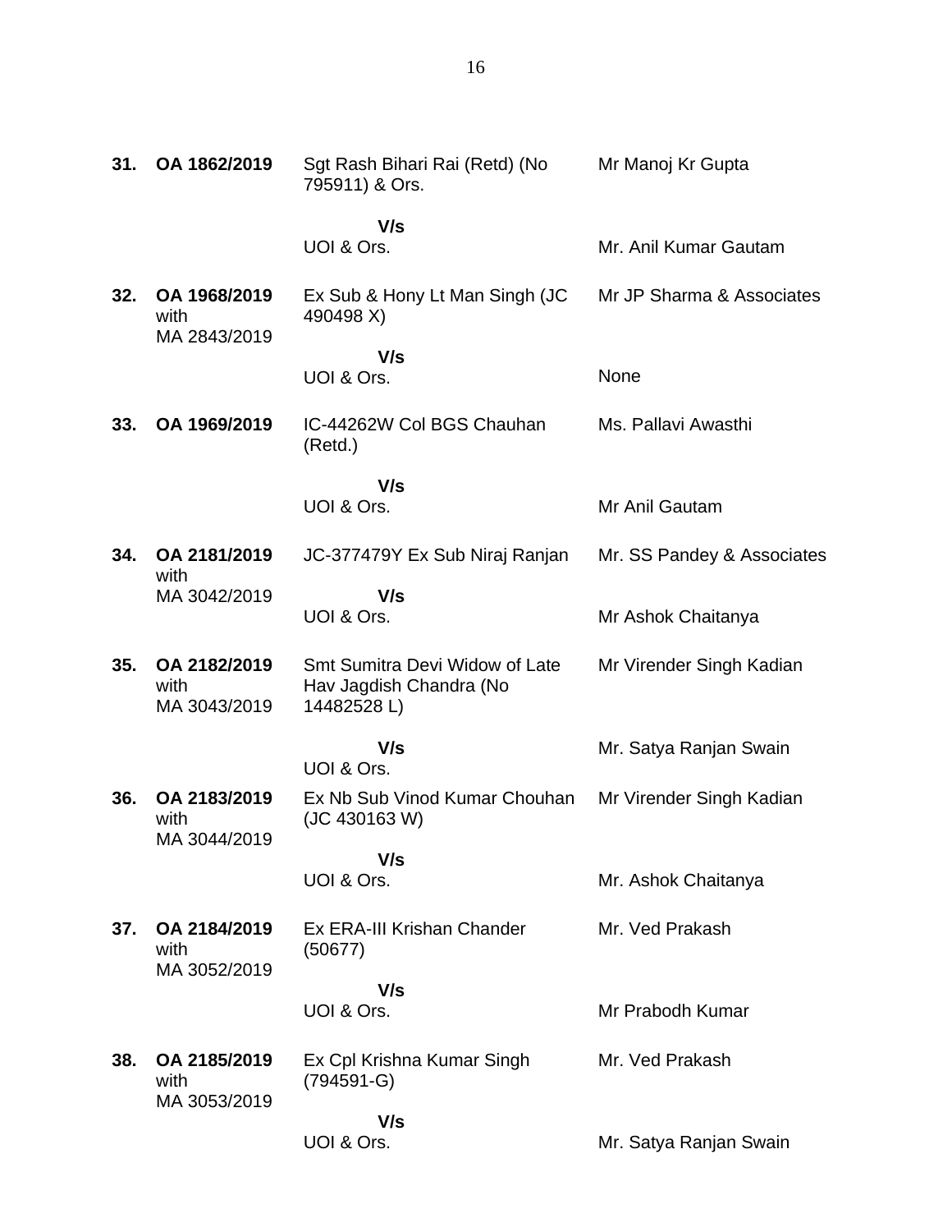| | | | |
|---|---|---|---|
| **31.** | **OA 1862/2019** | Sgt Rash Bihari Rai (Retd) (No 795911) & Ors.<br><br>**V/s**<br>UOI & Ors. | Mr Manoj Kr Gupta<br><br><br>Mr. Anil Kumar Gautam |
| **32.** | **OA 1968/2019** with MA 2843/2019 | Ex Sub & Hony Lt Man Singh (JC 490498 X)<br><br>**V/s**<br>UOI & Ors. | Mr JP Sharma & Associates<br><br><br>None |
| **33.** | **OA 1969/2019** | IC-44262W Col BGS Chauhan (Retd.)<br><br>**V/s**<br>UOI & Ors. | Ms. Pallavi Awasthi<br><br><br>Mr Anil Gautam |
| **34.** | **OA 2181/2019** with MA 3042/2019 | JC-377479Y Ex Sub Niraj Ranjan<br><br>**V/s**<br>UOI & Ors. | Mr. SS Pandey & Associates<br><br><br>Mr Ashok Chaitanya |
| **35.** | **OA 2182/2019** with MA 3043/2019 | Smt Sumitra Devi Widow of Late Hav Jagdish Chandra (No 14482528 L)<br><br>**V/s**<br>UOI & Ors. | Mr Virender Singh Kadian<br><br><br>Mr. Satya Ranjan Swain |
| **36.** | **OA 2183/2019** with MA 3044/2019 | Ex Nb Sub Vinod Kumar Chouhan (JC 430163 W)<br><br>**V/s**<br>UOI & Ors. | Mr Virender Singh Kadian<br><br><br>Mr. Ashok Chaitanya |
| **37.** | **OA 2184/2019** with MA 3052/2019 | Ex ERA-III Krishan Chander (50677)<br><br>**V/s**<br>UOI & Ors. | Mr. Ved Prakash<br><br><br>Mr Prabodh Kumar |
| **38.** | **OA 2185/2019** with MA 3053/2019 | Ex Cpl Krishna Kumar Singh (794591-G)<br><br>**V/s**<br>UOI & Ors. | Mr. Ved Prakash<br><br><br>Mr. Satya Ranjan Swain |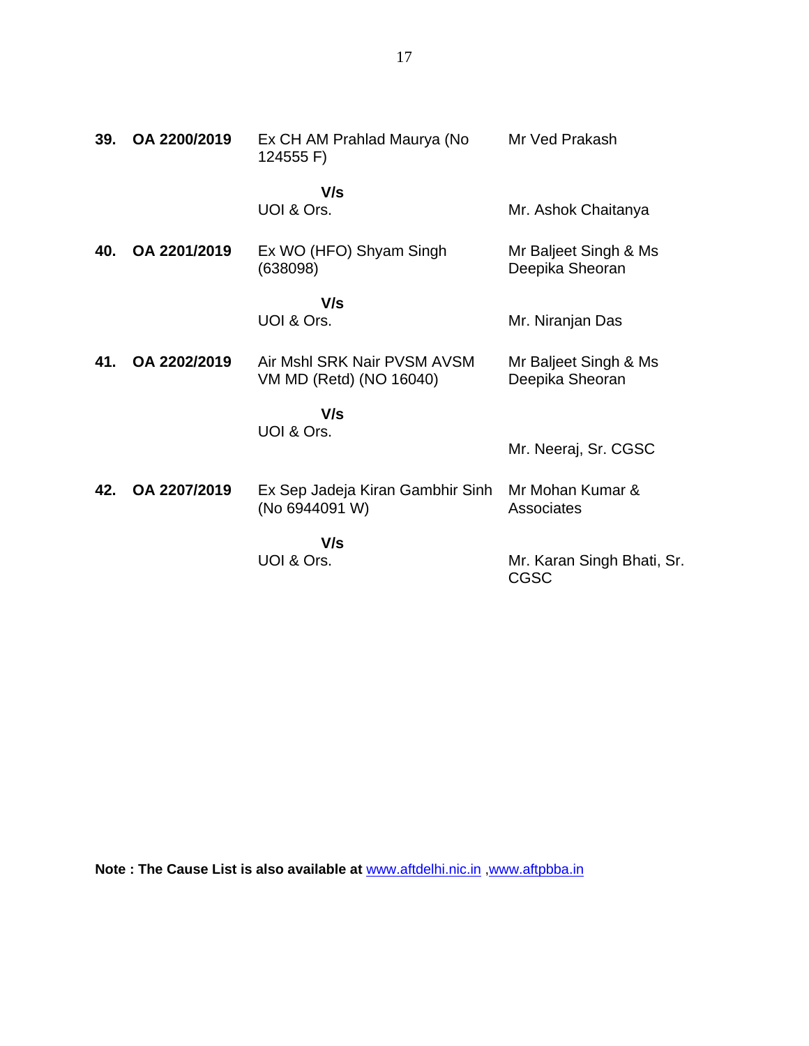| | | | |
|---|---|---|---|
| **39.** | **OA 2200/2019** | Ex CH AM Prahlad Maurya (No 124555 F)<br><br>**V/s**<br>UOI & Ors. | Mr Ved Prakash<br><br><br>Mr. Ashok Chaitanya |
| **40.** | **OA 2201/2019** | Ex WO (HFO) Shyam Singh (638098)<br><br>**V/s**<br>UOI & Ors. | Mr Baljeet Singh & Ms Deepika Sheoran<br><br><br>Mr. Niranjan Das |
| **41.** | **OA 2202/2019** | Air Mshl SRK Nair PVSM AVSM VM MD (Retd) (NO 16040)<br><br>**V/s**<br>UOI & Ors. | Mr Baljeet Singh & Ms Deepika Sheoran<br><br><br>Mr. Neeraj, Sr. CGSC |
| **42.** | **OA 2207/2019** | Ex Sep Jadeja Kiran Gambhir Sinh (No 6944091 W)<br><br>**V/s**<br>UOI & Ors. | Mr Mohan Kumar & Associates<br><br><br>Mr. Karan Singh Bhati, Sr. CGSC |

**Note : The Cause List is also available at** www.aftdelhi.nic.in ,www.aftpbba.in